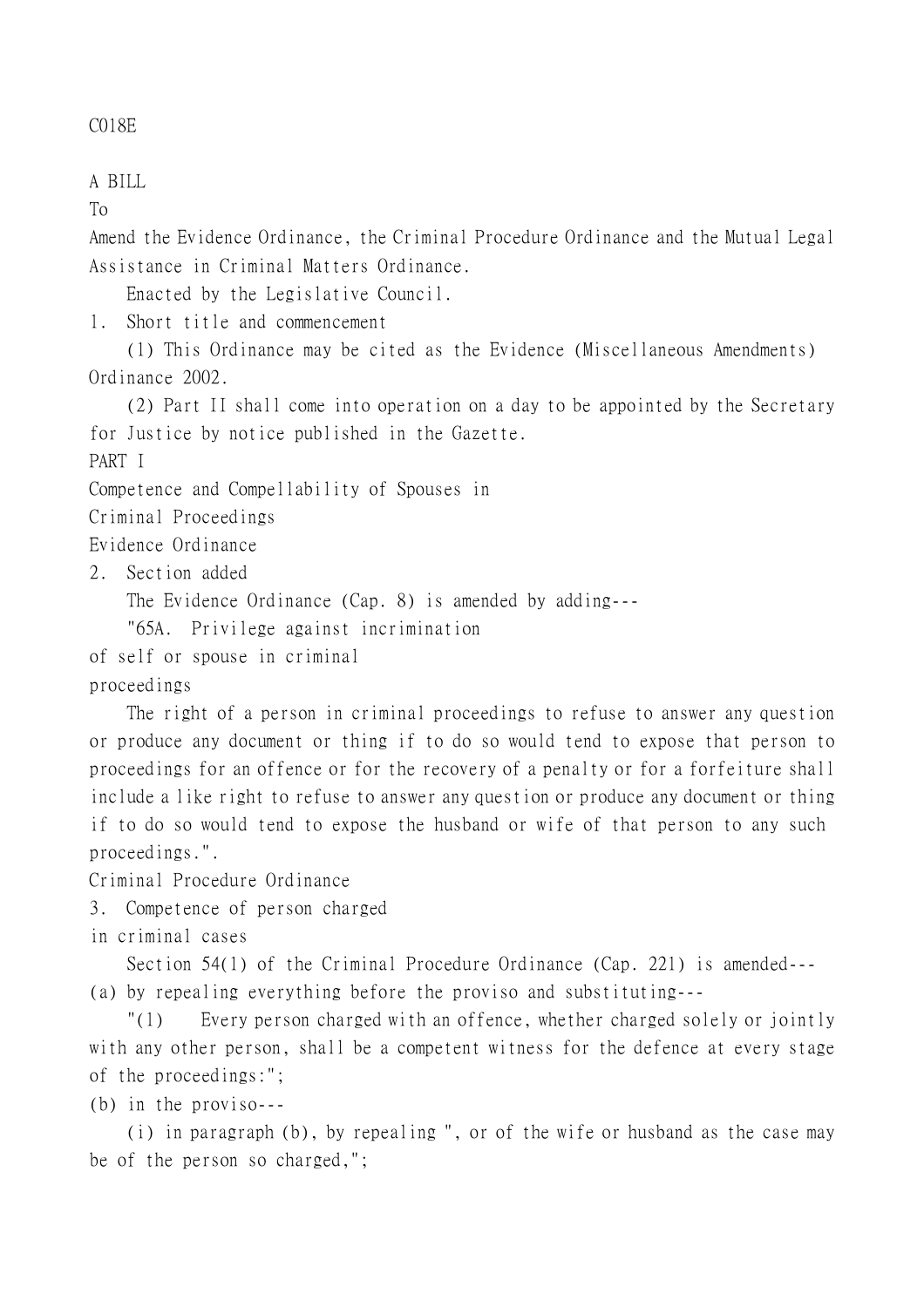C018E

A BILL

To

Amend the Evidence Ordinance, the Criminal Procedure Ordinance and the Mutual Legal Assistance in Criminal Matters Ordinance.

Enacted by the Legislative Council.

1. Short title and commencement

(1) This Ordinance may be cited as the Evidence (Miscellaneous Amendments) Ordinance 2002.

(2) Part II shall come into operation on a day to be appointed by the Secretary for Justice by notice published in the Gazette.

PART I

Competence and Compellability of Spouses in Criminal Proceedings

Evidence Ordinance

2. Section added

The Evidence Ordinance (Cap. 8) is amended by adding---

"65A. Privilege against incrimination of self or spouse in criminal proceedings

The right of a person in criminal proceedings to refuse to answer any question or produce any document or thing if to do so would tend to expose that person to proceedings for an offence or for the recovery of a penalty or for a forfeiture shall include a like right to refuse to answer any question or produce any document or thing if to do so would tend to expose the husband or wife of that person to any such proceedings.".

Criminal Procedure Ordinance

3. Competence of person charged in criminal cases

Section 54(1) of the Criminal Procedure Ordinance (Cap. 221) is amended---

(a) by repealing everything before the proviso and substituting---

"(1) Every person charged with an offence, whether charged solely or jointly with any other person, shall be a competent witness for the defence at every stage of the proceedings:";

(b) in the proviso---

(i) in paragraph (b), by repealing ", or of the wife or husband as the case may be of the person so charged,";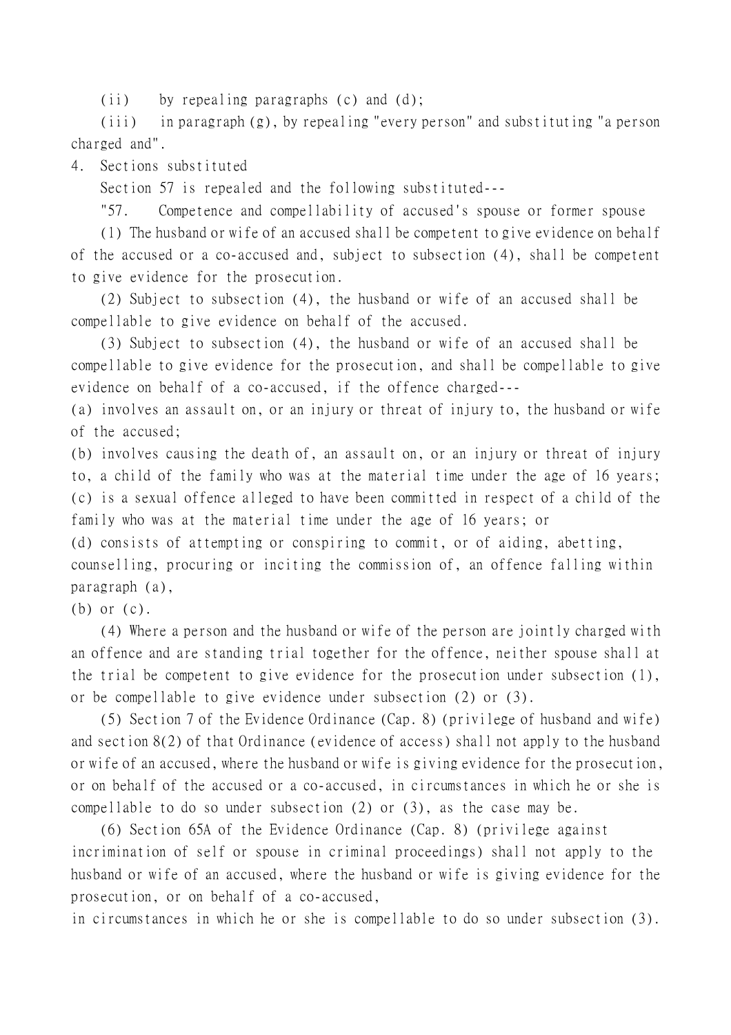(ii) by repealing paragraphs (c) and (d);

(iii) in paragraph (g), by repealing "every person" and substituting "a person charged and".

4. Sections substituted

Section 57 is repealed and the following substituted---

"57. Competence and compellability of accused's spouse or former spouse

(1) The husband or wife of an accused shall be competent to give evidence on behalf of the accused or a co-accused and, subject to subsection (4), shall be competent to give evidence for the prosecution.

(2) Subject to subsection (4), the husband or wife of an accused shall be compellable to give evidence on behalf of the accused.

(3) Subject to subsection (4), the husband or wife of an accused shall be compellable to give evidence for the prosecution, and shall be compellable to give evidence on behalf of a co-accused, if the offence charged---

(a) involves an assault on, or an injury or threat of injury to, the husband or wife of the accused;

(b) involves causing the death of, an assault on, or an injury or threat of injury to, a child of the family who was at the material time under the age of 16 years;

(c) is a sexual offence alleged to have been committed in respect of a child of the family who was at the material time under the age of 16 years; or

(d) consists of attempting or conspiring to commit, or of aiding, abetting, counselling, procuring or inciting the commission of, an offence falling within paragraph (a),

(b) or (c).

(4) Where a person and the husband or wife of the person are jointly charged with an offence and are standing trial together for the offence, neither spouse shall at the trial be competent to give evidence for the prosecution under subsection (1), or be compellable to give evidence under subsection (2) or (3).

(5) Section 7 of the Evidence Ordinance (Cap. 8) (privilege of husband and wife) and section 8(2) of that Ordinance (evidence of access) shall not apply to the husband or wife of an accused, where the husband or wife is giving evidence for the prosecution, or on behalf of the accused or a co-accused, in circumstances in which he or she is compellable to do so under subsection (2) or (3), as the case may be.

(6) Section 65A of the Evidence Ordinance (Cap. 8) (privilege against incrimination of self or spouse in criminal proceedings) shall not apply to the husband or wife of an accused, where the husband or wife is giving evidence for the prosecution, or on behalf of a co-accused,
in circumstances in which he or she is compellable to do so under subsection (3).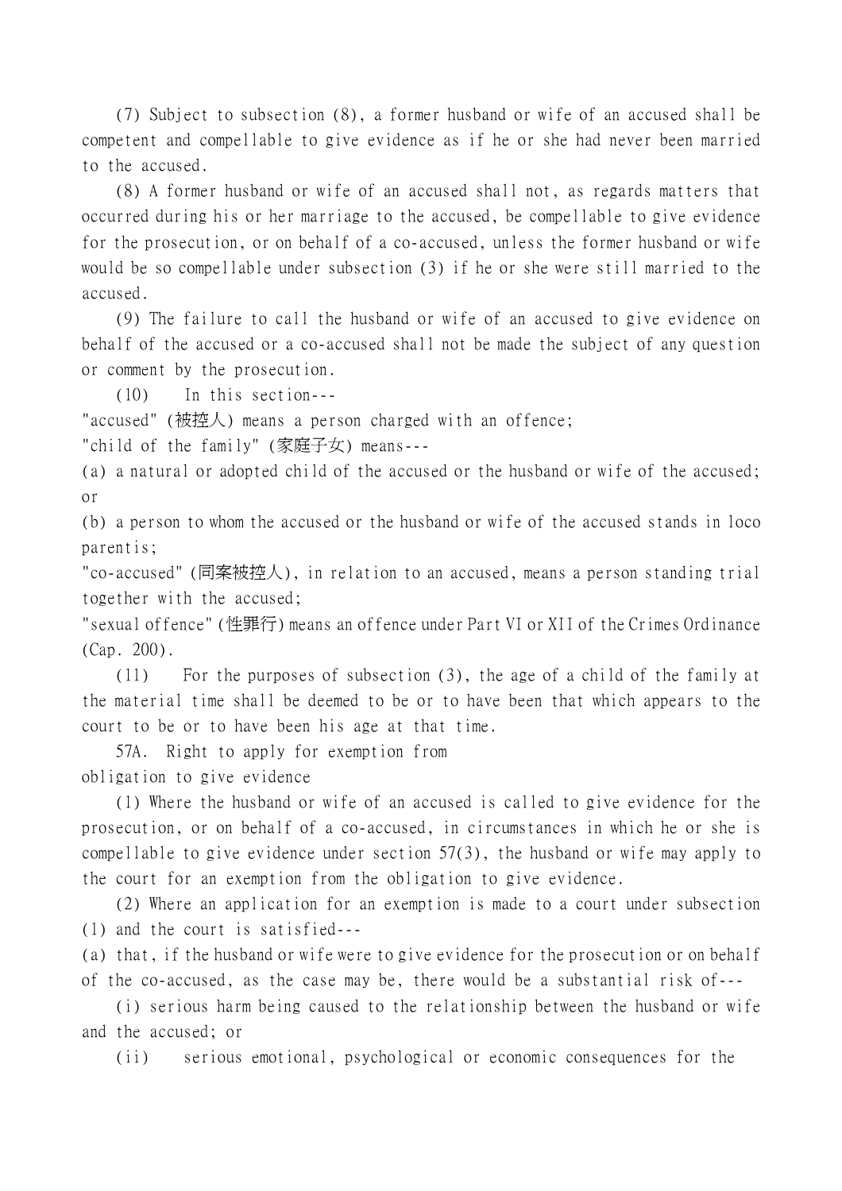(7) Subject to subsection (8), a former husband or wife of an accused shall be competent and compellable to give evidence as if he or she had never been married to the accused.

(8) A former husband or wife of an accused shall not, as regards matters that occurred during his or her marriage to the accused, be compellable to give evidence for the prosecution, or on behalf of a co-accused, unless the former husband or wife would be so compellable under subsection (3) if he or she were still married to the accused.

(9) The failure to call the husband or wife of an accused to give evidence on behalf of the accused or a co-accused shall not be made the subject of any question or comment by the prosecution.

(10) In this section---

"accused" (被控人) means a person charged with an offence;

"child of the family" (家庭子女) means---

(a) a natural or adopted child of the accused or the husband or wife of the accused; or

(b) a person to whom the accused or the husband or wife of the accused stands in loco parentis;

"co-accused" (同案被控人), in relation to an accused, means a person standing trial together with the accused;

"sexual offence" (性罪行) means an offence under Part VI or XII of the Crimes Ordinance (Cap. 200).

(11) For the purposes of subsection (3), the age of a child of the family at the material time shall be deemed to be or to have been that which appears to the court to be or to have been his age at that time.

57A. Right to apply for exemption from obligation to give evidence

(1) Where the husband or wife of an accused is called to give evidence for the prosecution, or on behalf of a co-accused, in circumstances in which he or she is compellable to give evidence under section 57(3), the husband or wife may apply to the court for an exemption from the obligation to give evidence.

(2) Where an application for an exemption is made to a court under subsection (1) and the court is satisfied---

(a) that, if the husband or wife were to give evidence for the prosecution or on behalf of the co-accused, as the case may be, there would be a substantial risk of---

(i) serious harm being caused to the relationship between the husband or wife and the accused; or

(ii) serious emotional, psychological or economic consequences for the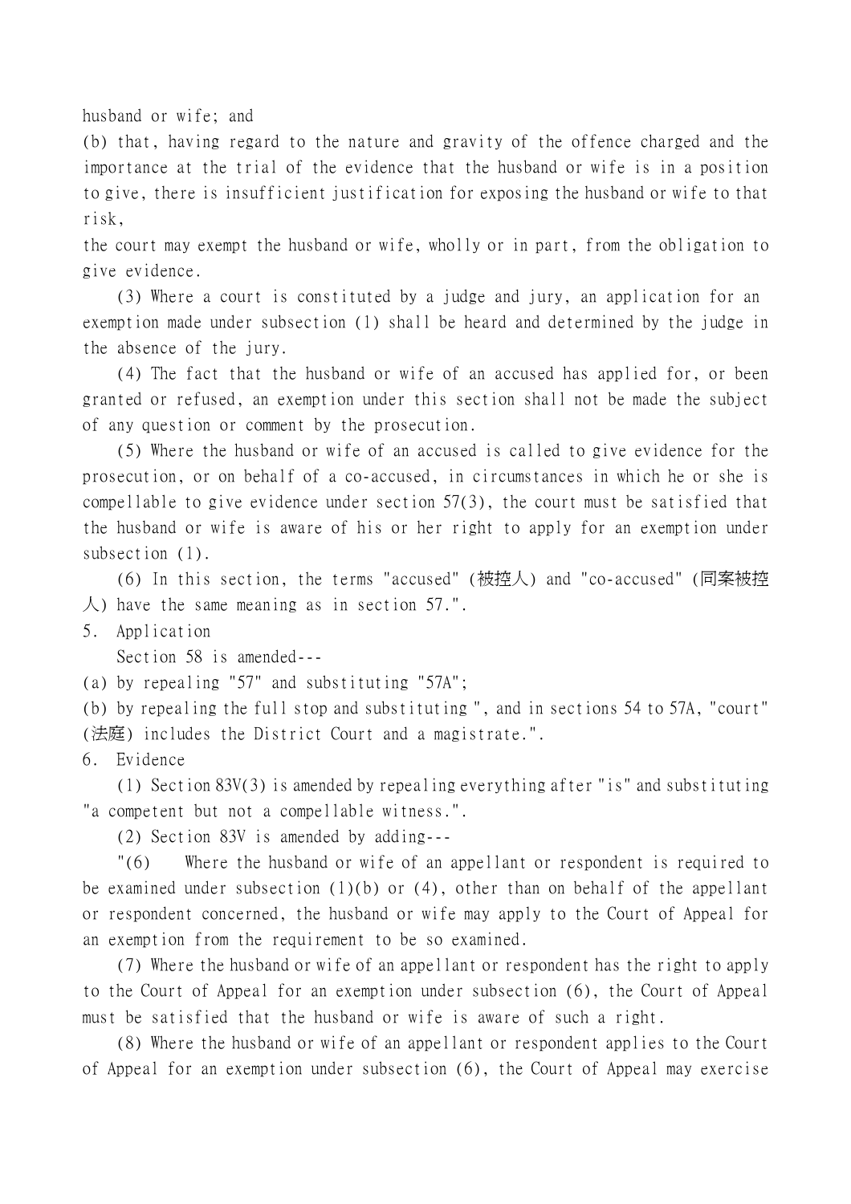husband or wife; and

(b) that, having regard to the nature and gravity of the offence charged and the importance at the trial of the evidence that the husband or wife is in a position to give, there is insufficient justification for exposing the husband or wife to that risk,

the court may exempt the husband or wife, wholly or in part, from the obligation to give evidence.

(3) Where a court is constituted by a judge and jury, an application for an exemption made under subsection (1) shall be heard and determined by the judge in the absence of the jury.

(4) The fact that the husband or wife of an accused has applied for, or been granted or refused, an exemption under this section shall not be made the subject of any question or comment by the prosecution.

(5) Where the husband or wife of an accused is called to give evidence for the prosecution, or on behalf of a co-accused, in circumstances in which he or she is compellable to give evidence under section 57(3), the court must be satisfied that the husband or wife is aware of his or her right to apply for an exemption under subsection (1).

(6) In this section, the terms "accused" (被控人) and "co-accused" (同案被控人) have the same meaning as in section 57.".

5. Application

Section 58 is amended---

(a) by repealing "57" and substituting "57A";

(b) by repealing the full stop and substituting ", and in sections 54 to 57A, "court" (法庭) includes the District Court and a magistrate.".

6. Evidence

(1) Section 83V(3) is amended by repealing everything after "is" and substituting "a competent but not a compellable witness.".

(2) Section 83V is amended by adding---

"(6) Where the husband or wife of an appellant or respondent is required to be examined under subsection (1)(b) or (4), other than on behalf of the appellant or respondent concerned, the husband or wife may apply to the Court of Appeal for an exemption from the requirement to be so examined.

(7) Where the husband or wife of an appellant or respondent has the right to apply to the Court of Appeal for an exemption under subsection (6), the Court of Appeal must be satisfied that the husband or wife is aware of such a right.

(8) Where the husband or wife of an appellant or respondent applies to the Court of Appeal for an exemption under subsection (6), the Court of Appeal may exercise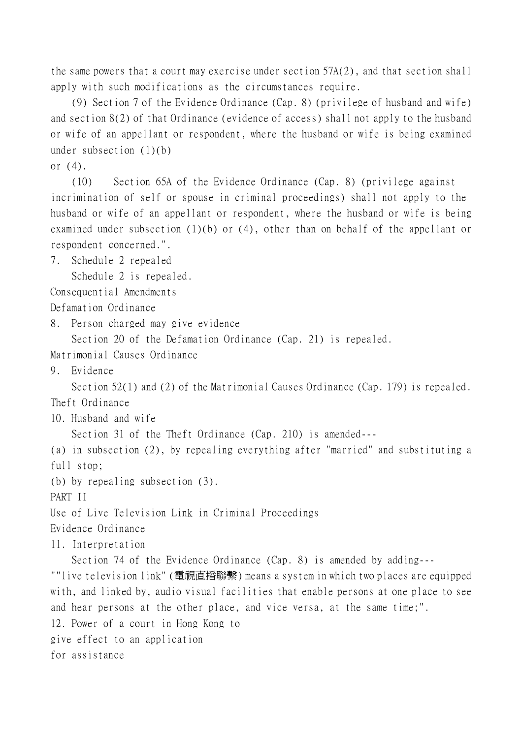the same powers that a court may exercise under section 57A(2), and that section shall apply with such modifications as the circumstances require.

(9) Section 7 of the Evidence Ordinance (Cap. 8) (privilege of husband and wife) and section 8(2) of that Ordinance (evidence of access) shall not apply to the husband or wife of an appellant or respondent, where the husband or wife is being examined under subsection (1)(b) or (4).

(10) Section 65A of the Evidence Ordinance (Cap. 8) (privilege against incrimination of self or spouse in criminal proceedings) shall not apply to the husband or wife of an appellant or respondent, where the husband or wife is being examined under subsection (1)(b) or (4), other than on behalf of the appellant or respondent concerned.".

7. Schedule 2 repealed

Schedule 2 is repealed.

Consequential Amendments

Defamation Ordinance

8. Person charged may give evidence

Section 20 of the Defamation Ordinance (Cap. 21) is repealed.

Matrimonial Causes Ordinance

9. Evidence

Section 52(1) and (2) of the Matrimonial Causes Ordinance (Cap. 179) is repealed.

Theft Ordinance

10. Husband and wife

Section 31 of the Theft Ordinance (Cap. 210) is amended---

(a) in subsection (2), by repealing everything after "married" and substituting a full stop;

(b) by repealing subsection (3).

PART II

Use of Live Television Link in Criminal Proceedings

Evidence Ordinance

11. Interpretation

Section 74 of the Evidence Ordinance (Cap. 8) is amended by adding---

""live television link" (電視直播聯繫) means a system in which two places are equipped with, and linked by, audio visual facilities that enable persons at one place to see and hear persons at the other place, and vice versa, at the same time;".

12. Power of a court in Hong Kong to give effect to an application for assistance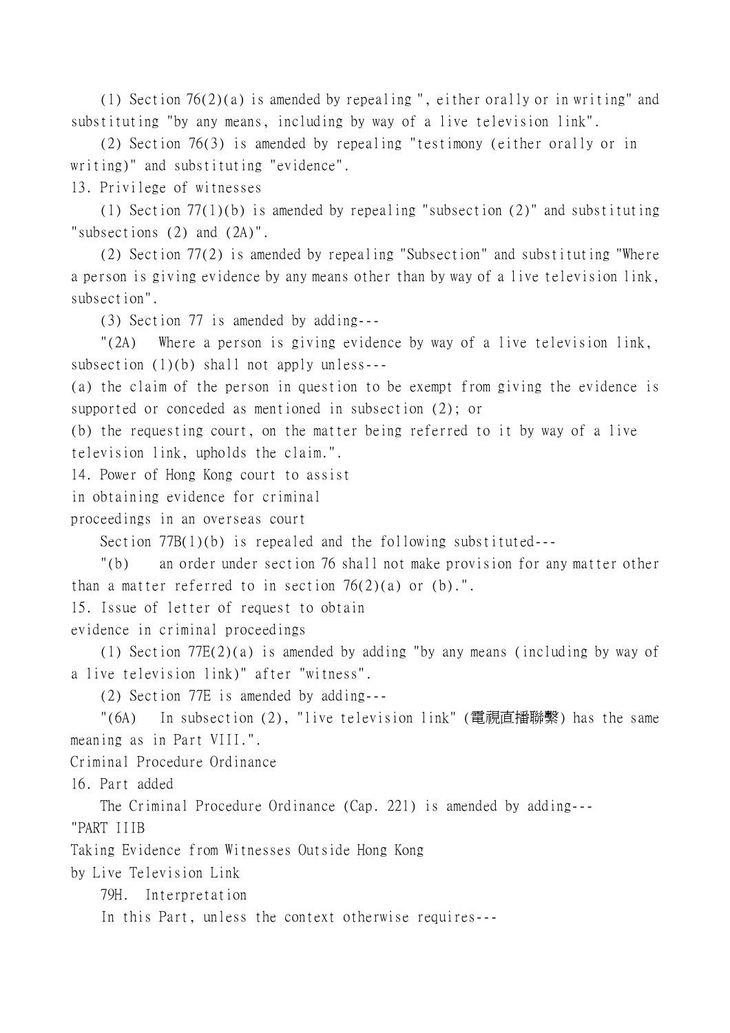(1) Section 76(2)(a) is amended by repealing ", either orally or in writing" and substituting "by any means, including by way of a live television link".

(2) Section 76(3) is amended by repealing "testimony (either orally or in writing)" and substituting "evidence".

13. Privilege of witnesses

(1) Section 77(1)(b) is amended by repealing "subsection (2)" and substituting "subsections (2) and (2A)".

(2) Section 77(2) is amended by repealing "Subsection" and substituting "Where a person is giving evidence by any means other than by way of a live television link, subsection".

(3) Section 77 is amended by adding---

"(2A) Where a person is giving evidence by way of a live television link, subsection (1)(b) shall not apply unless---

(a) the claim of the person in question to be exempt from giving the evidence is supported or conceded as mentioned in subsection (2); or

(b) the requesting court, on the matter being referred to it by way of a live television link, upholds the claim.".

14. Power of Hong Kong court to assist in obtaining evidence for criminal proceedings in an overseas court

Section 77B(1)(b) is repealed and the following substituted---

"(b) an order under section 76 shall not make provision for any matter other than a matter referred to in section 76(2)(a) or (b).".

15. Issue of letter of request to obtain evidence in criminal proceedings

(1) Section 77E(2)(a) is amended by adding "by any means (including by way of a live television link)" after "witness".

(2) Section 77E is amended by adding---

"(6A) In subsection (2), "live television link" (電視直播聯繫) has the same meaning as in Part VIII.".

Criminal Procedure Ordinance

16. Part added

The Criminal Procedure Ordinance (Cap. 221) is amended by adding---

"PART IIIB

Taking Evidence from Witnesses Outside Hong Kong by Live Television Link

79H. Interpretation

In this Part, unless the context otherwise requires---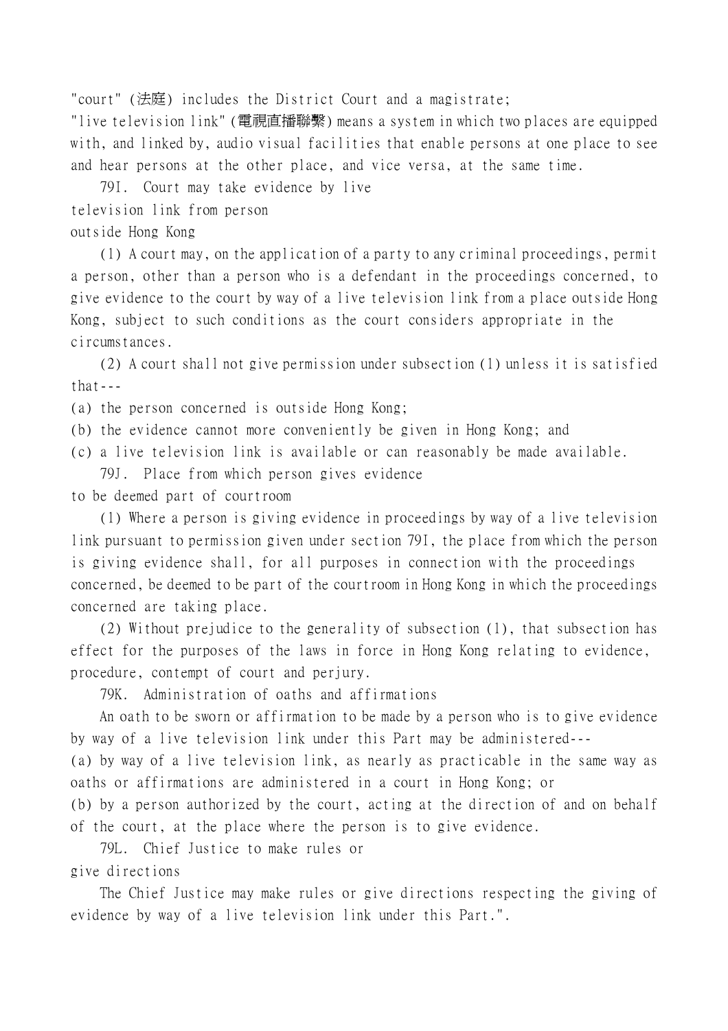"court" (法庭) includes the District Court and a magistrate;

"live television link" (電視直播聯繫) means a system in which two places are equipped with, and linked by, audio visual facilities that enable persons at one place to see and hear persons at the other place, and vice versa, at the same time.

79I. Court may take evidence by live television link from person outside Hong Kong

(1) A court may, on the application of a party to any criminal proceedings, permit a person, other than a person who is a defendant in the proceedings concerned, to give evidence to the court by way of a live television link from a place outside Hong Kong, subject to such conditions as the court considers appropriate in the circumstances.

(2) A court shall not give permission under subsection (1) unless it is satisfied that---

(a) the person concerned is outside Hong Kong;

(b) the evidence cannot more conveniently be given in Hong Kong; and

(c) a live television link is available or can reasonably be made available.

79J. Place from which person gives evidence to be deemed part of courtroom

(1) Where a person is giving evidence in proceedings by way of a live television link pursuant to permission given under section 79I, the place from which the person is giving evidence shall, for all purposes in connection with the proceedings concerned, be deemed to be part of the courtroom in Hong Kong in which the proceedings concerned are taking place.

(2) Without prejudice to the generality of subsection (1), that subsection has effect for the purposes of the laws in force in Hong Kong relating to evidence, procedure, contempt of court and perjury.

79K. Administration of oaths and affirmations

An oath to be sworn or affirmation to be made by a person who is to give evidence by way of a live television link under this Part may be administered---

(a) by way of a live television link, as nearly as practicable in the same way as oaths or affirmations are administered in a court in Hong Kong; or

(b) by a person authorized by the court, acting at the direction of and on behalf of the court, at the place where the person is to give evidence.

79L. Chief Justice to make rules or give directions

The Chief Justice may make rules or give directions respecting the giving of evidence by way of a live television link under this Part.".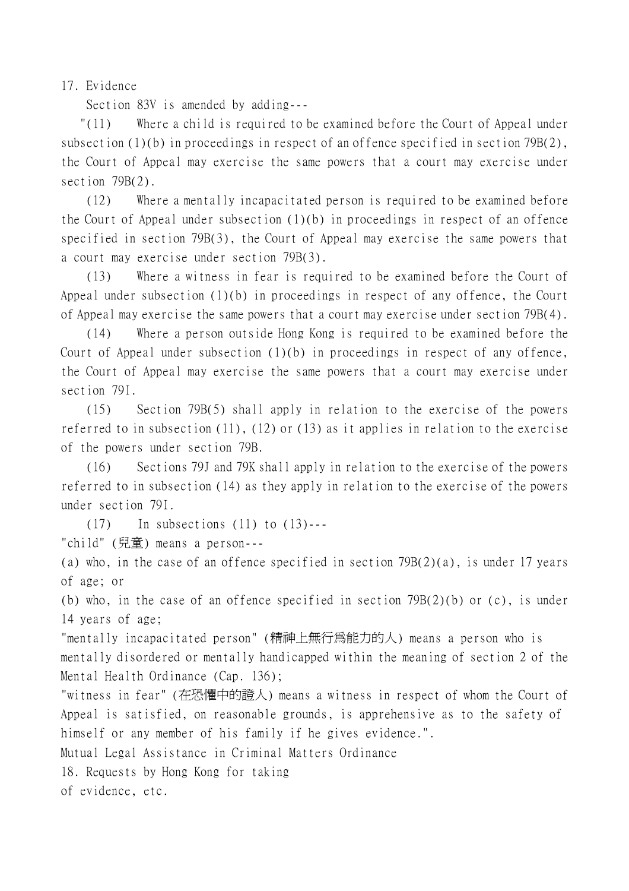17. Evidence

Section 83V is amended by adding---

"(11) Where a child is required to be examined before the Court of Appeal under subsection (1)(b) in proceedings in respect of an offence specified in section 79B(2), the Court of Appeal may exercise the same powers that a court may exercise under section 79B(2).

(12) Where a mentally incapacitated person is required to be examined before the Court of Appeal under subsection (1)(b) in proceedings in respect of an offence specified in section 79B(3), the Court of Appeal may exercise the same powers that a court may exercise under section 79B(3).

(13) Where a witness in fear is required to be examined before the Court of Appeal under subsection (1)(b) in proceedings in respect of any offence, the Court of Appeal may exercise the same powers that a court may exercise under section 79B(4).

(14) Where a person outside Hong Kong is required to be examined before the Court of Appeal under subsection (1)(b) in proceedings in respect of any offence, the Court of Appeal may exercise the same powers that a court may exercise under section 79I.

(15) Section 79B(5) shall apply in relation to the exercise of the powers referred to in subsection (11), (12) or (13) as it applies in relation to the exercise of the powers under section 79B.

(16) Sections 79J and 79K shall apply in relation to the exercise of the powers referred to in subsection (14) as they apply in relation to the exercise of the powers under section 79I.

(17) In subsections (11) to (13)---

"child" (兒童) means a person---

(a) who, in the case of an offence specified in section 79B(2)(a), is under 17 years of age; or

(b) who, in the case of an offence specified in section 79B(2)(b) or (c), is under 14 years of age;

"mentally incapacitated person" (精神上無行爲能力的人) means a person who is mentally disordered or mentally handicapped within the meaning of section 2 of the Mental Health Ordinance (Cap. 136);

"witness in fear" (在恐懼中的證人) means a witness in respect of whom the Court of Appeal is satisfied, on reasonable grounds, is apprehensive as to the safety of himself or any member of his family if he gives evidence.".

Mutual Legal Assistance in Criminal Matters Ordinance

18. Requests by Hong Kong for taking of evidence, etc.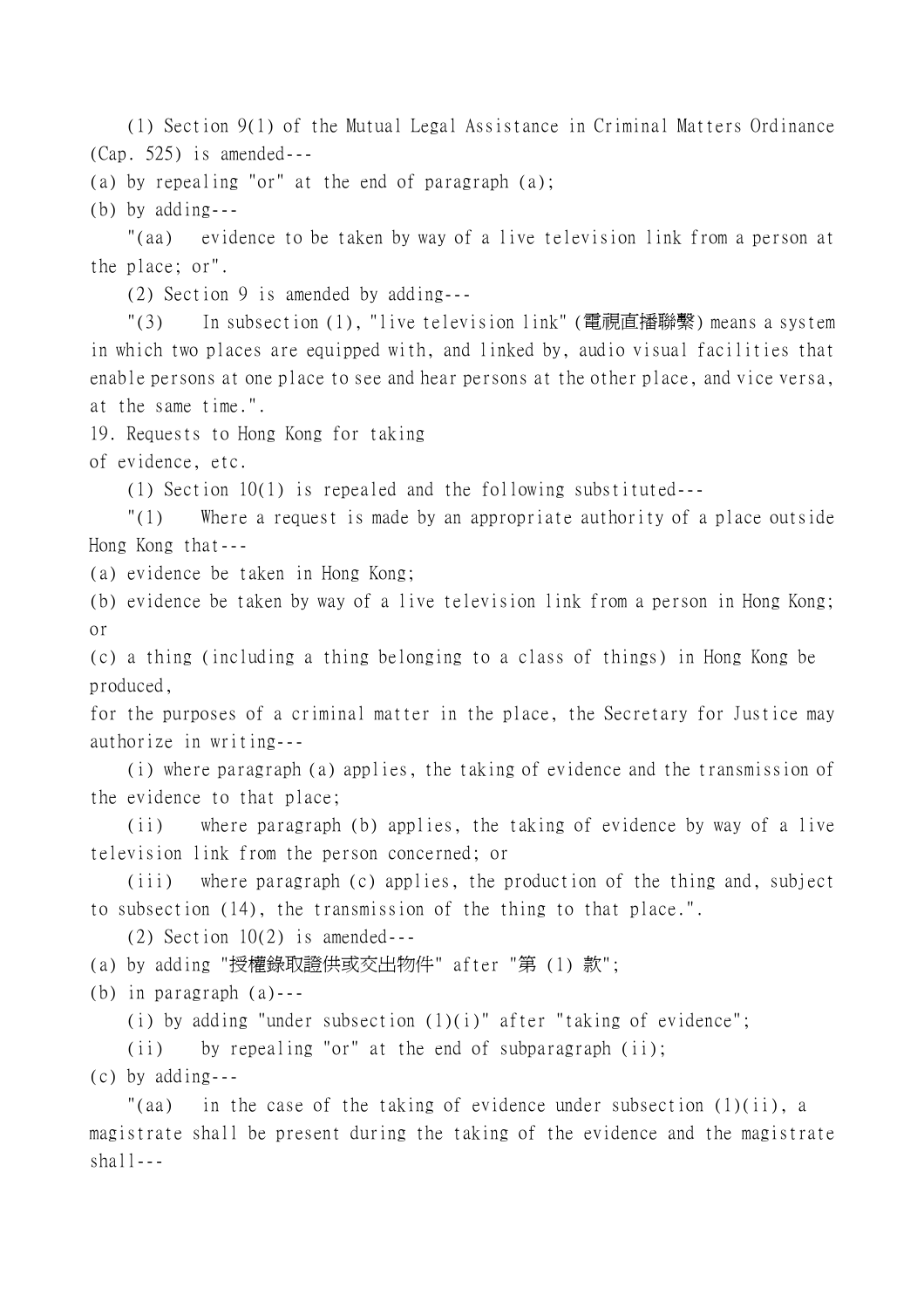(1) Section 9(1) of the Mutual Legal Assistance in Criminal Matters Ordinance (Cap. 525) is amended---

(a) by repealing "or" at the end of paragraph (a);

(b) by adding---

"(aa) evidence to be taken by way of a live television link from a person at the place; or".

(2) Section 9 is amended by adding---

"(3) In subsection (1), "live television link" (電視直播聯繫) means a system in which two places are equipped with, and linked by, audio visual facilities that enable persons at one place to see and hear persons at the other place, and vice versa, at the same time.".

19. Requests to Hong Kong for taking of evidence, etc.

(1) Section 10(1) is repealed and the following substituted---

"(1) Where a request is made by an appropriate authority of a place outside Hong Kong that---

(a) evidence be taken in Hong Kong;

(b) evidence be taken by way of a live television link from a person in Hong Kong; or

(c) a thing (including a thing belonging to a class of things) in Hong Kong be produced,

for the purposes of a criminal matter in the place, the Secretary for Justice may authorize in writing---

(i) where paragraph (a) applies, the taking of evidence and the transmission of the evidence to that place;

(ii) where paragraph (b) applies, the taking of evidence by way of a live television link from the person concerned; or

(iii) where paragraph (c) applies, the production of the thing and, subject to subsection (14), the transmission of the thing to that place.".

(2) Section 10(2) is amended---

(a) by adding "授權錄取證供或交出物件" after "第 (1) 款";

(b) in paragraph (a)---

(i) by adding "under subsection (1)(i)" after "taking of evidence";

(ii) by repealing "or" at the end of subparagraph (ii);

(c) by adding---

"(aa) in the case of the taking of evidence under subsection (1)(ii), a magistrate shall be present during the taking of the evidence and the magistrate shall---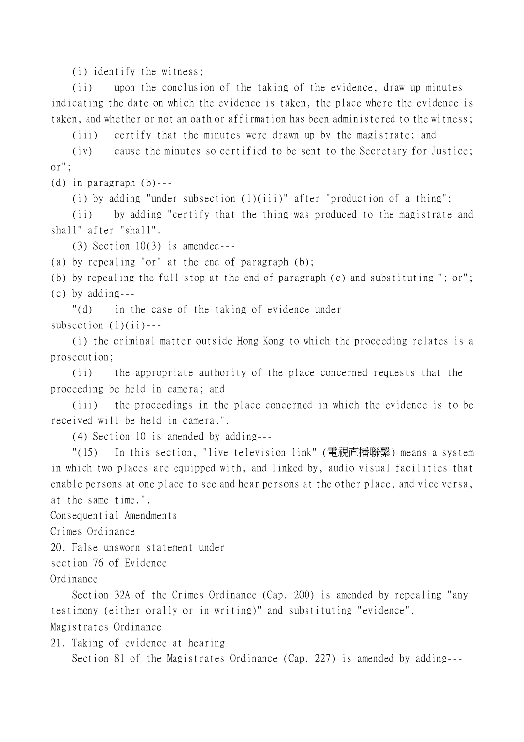(i) identify the witness;

(ii) upon the conclusion of the taking of the evidence, draw up minutes indicating the date on which the evidence is taken, the place where the evidence is taken, and whether or not an oath or affirmation has been administered to the witness;

(iii) certify that the minutes were drawn up by the magistrate; and

(iv) cause the minutes so certified to be sent to the Secretary for Justice; or";

(d) in paragraph (b)---

(i) by adding "under subsection (1)(iii)" after "production of a thing";

(ii) by adding "certify that the thing was produced to the magistrate and shall" after "shall".

(3) Section 10(3) is amended---

(a) by repealing "or" at the end of paragraph (b);

(b) by repealing the full stop at the end of paragraph (c) and substituting "; or";

(c) by adding---

"(d) in the case of the taking of evidence under subsection (1)(ii)---

(i) the criminal matter outside Hong Kong to which the proceeding relates is a prosecution;

(ii) the appropriate authority of the place concerned requests that the proceeding be held in camera; and

(iii) the proceedings in the place concerned in which the evidence is to be received will be held in camera.".

(4) Section 10 is amended by adding---

"(15) In this section, "live television link" (電視直播聯繫) means a system in which two places are equipped with, and linked by, audio visual facilities that enable persons at one place to see and hear persons at the other place, and vice versa, at the same time.".

Consequential Amendments

Crimes Ordinance

20. False unsworn statement under section 76 of Evidence Ordinance

Section 32A of the Crimes Ordinance (Cap. 200) is amended by repealing "any testimony (either orally or in writing)" and substituting "evidence".

Magistrates Ordinance

21. Taking of evidence at hearing

Section 81 of the Magistrates Ordinance (Cap. 227) is amended by adding---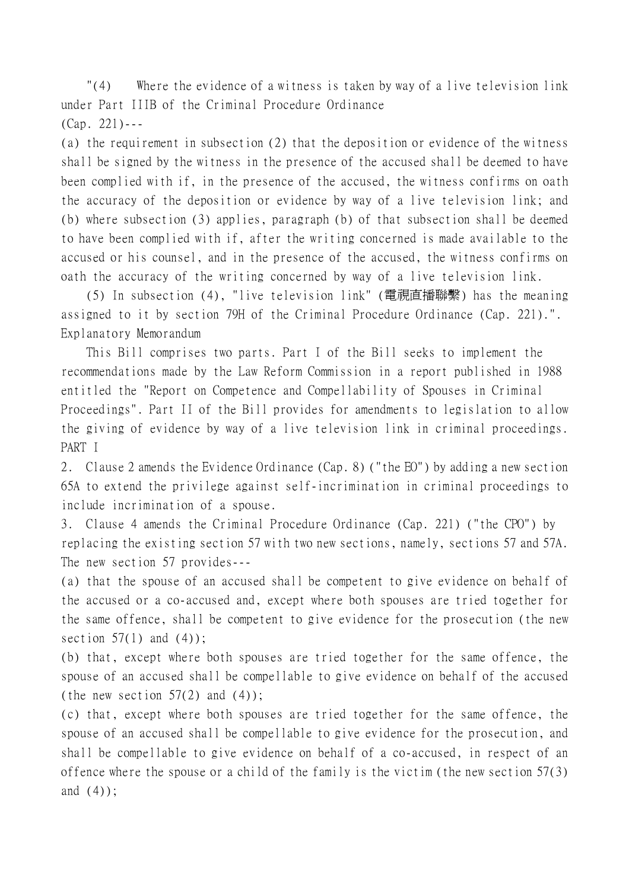"(4) Where the evidence of a witness is taken by way of a live television link under Part IIIB of the Criminal Procedure Ordinance (Cap. 221)---

(a) the requirement in subsection (2) that the deposition or evidence of the witness shall be signed by the witness in the presence of the accused shall be deemed to have been complied with if, in the presence of the accused, the witness confirms on oath the accuracy of the deposition or evidence by way of a live television link; and

(b) where subsection (3) applies, paragraph (b) of that subsection shall be deemed to have been complied with if, after the writing concerned is made available to the accused or his counsel, and in the presence of the accused, the witness confirms on oath the accuracy of the writing concerned by way of a live television link.

(5) In subsection (4), "live television link" (電視直播聯繫) has the meaning assigned to it by section 79H of the Criminal Procedure Ordinance (Cap. 221).".

Explanatory Memorandum

This Bill comprises two parts. Part I of the Bill seeks to implement the recommendations made by the Law Reform Commission in a report published in 1988 entitled the "Report on Competence and Compellability of Spouses in Criminal Proceedings". Part II of the Bill provides for amendments to legislation to allow the giving of evidence by way of a live television link in criminal proceedings.

PART I

2. Clause 2 amends the Evidence Ordinance (Cap. 8) ("the EO") by adding a new section 65A to extend the privilege against self-incrimination in criminal proceedings to include incrimination of a spouse.

3. Clause 4 amends the Criminal Procedure Ordinance (Cap. 221) ("the CPO") by replacing the existing section 57 with two new sections, namely, sections 57 and 57A. The new section 57 provides---

(a) that the spouse of an accused shall be competent to give evidence on behalf of the accused or a co-accused and, except where both spouses are tried together for the same offence, shall be competent to give evidence for the prosecution (the new section 57(1) and (4));

(b) that, except where both spouses are tried together for the same offence, the spouse of an accused shall be compellable to give evidence on behalf of the accused (the new section 57(2) and (4));

(c) that, except where both spouses are tried together for the same offence, the spouse of an accused shall be compellable to give evidence for the prosecution, and shall be compellable to give evidence on behalf of a co-accused, in respect of an offence where the spouse or a child of the family is the victim (the new section 57(3) and (4));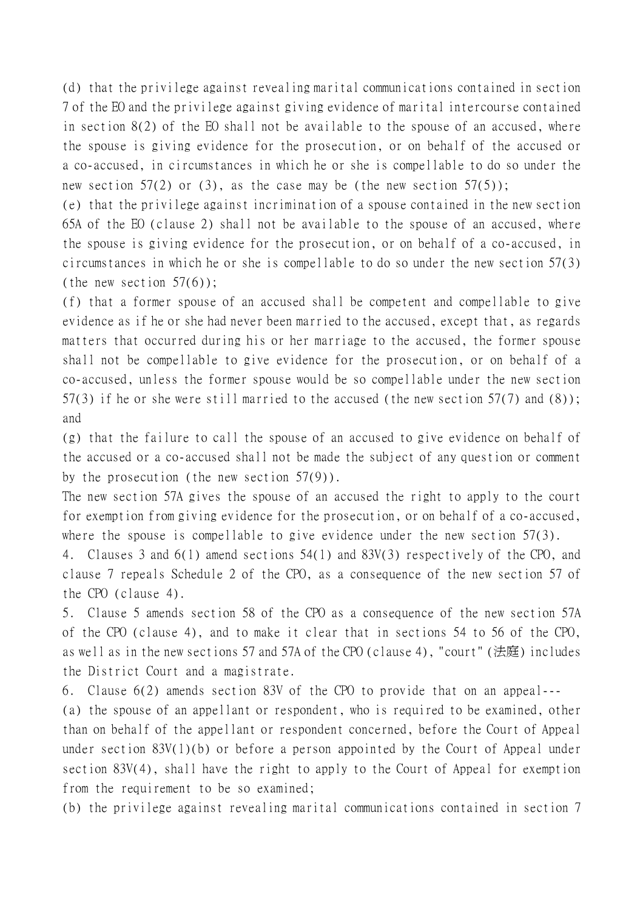(d) that the privilege against revealing marital communications contained in section 7 of the EO and the privilege against giving evidence of marital intercourse contained in section 8(2) of the EO shall not be available to the spouse of an accused, where the spouse is giving evidence for the prosecution, or on behalf of the accused or a co-accused, in circumstances in which he or she is compellable to do so under the new section 57(2) or (3), as the case may be (the new section 57(5));

(e) that the privilege against incrimination of a spouse contained in the new section 65A of the EO (clause 2) shall not be available to the spouse of an accused, where the spouse is giving evidence for the prosecution, or on behalf of a co-accused, in circumstances in which he or she is compellable to do so under the new section 57(3) (the new section 57(6));

(f) that a former spouse of an accused shall be competent and compellable to give evidence as if he or she had never been married to the accused, except that, as regards matters that occurred during his or her marriage to the accused, the former spouse shall not be compellable to give evidence for the prosecution, or on behalf of a co-accused, unless the former spouse would be so compellable under the new section 57(3) if he or she were still married to the accused (the new section 57(7) and (8)); and

(g) that the failure to call the spouse of an accused to give evidence on behalf of the accused or a co-accused shall not be made the subject of any question or comment by the prosecution (the new section 57(9)).

The new section 57A gives the spouse of an accused the right to apply to the court for exemption from giving evidence for the prosecution, or on behalf of a co-accused, where the spouse is compellable to give evidence under the new section 57(3).

4. Clauses 3 and 6(1) amend sections 54(1) and 83V(3) respectively of the CPO, and clause 7 repeals Schedule 2 of the CPO, as a consequence of the new section 57 of the CPO (clause 4).

5. Clause 5 amends section 58 of the CPO as a consequence of the new section 57A of the CPO (clause 4), and to make it clear that in sections 54 to 56 of the CPO, as well as in the new sections 57 and 57A of the CPO (clause 4), "court" (法庭) includes the District Court and a magistrate.

6. Clause 6(2) amends section 83V of the CPO to provide that on an appeal---

(a) the spouse of an appellant or respondent, who is required to be examined, other than on behalf of the appellant or respondent concerned, before the Court of Appeal under section 83V(1)(b) or before a person appointed by the Court of Appeal under section 83V(4), shall have the right to apply to the Court of Appeal for exemption from the requirement to be so examined;

(b) the privilege against revealing marital communications contained in section 7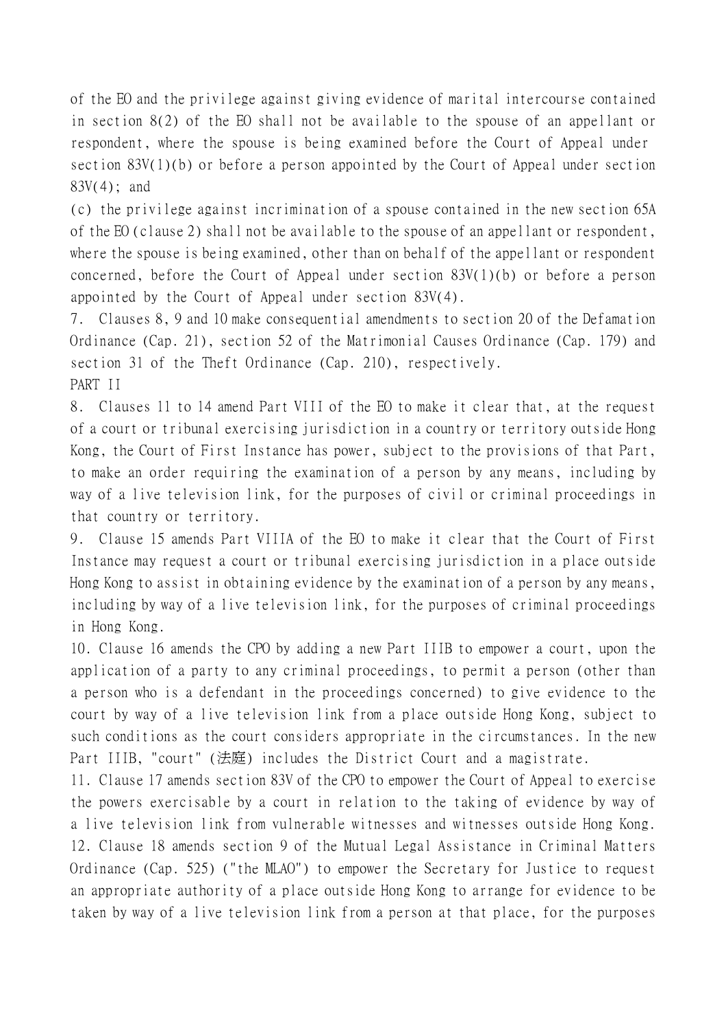of the EO and the privilege against giving evidence of marital intercourse contained in section 8(2) of the EO shall not be available to the spouse of an appellant or respondent, where the spouse is being examined before the Court of Appeal under section 83V(1)(b) or before a person appointed by the Court of Appeal under section 83V(4); and

(c) the privilege against incrimination of a spouse contained in the new section 65A of the EO (clause 2) shall not be available to the spouse of an appellant or respondent, where the spouse is being examined, other than on behalf of the appellant or respondent concerned, before the Court of Appeal under section 83V(1)(b) or before a person appointed by the Court of Appeal under section 83V(4).

7. Clauses 8, 9 and 10 make consequential amendments to section 20 of the Defamation Ordinance (Cap. 21), section 52 of the Matrimonial Causes Ordinance (Cap. 179) and section 31 of the Theft Ordinance (Cap. 210), respectively.

PART II

8. Clauses 11 to 14 amend Part VIII of the EO to make it clear that, at the request of a court or tribunal exercising jurisdiction in a country or territory outside Hong Kong, the Court of First Instance has power, subject to the provisions of that Part, to make an order requiring the examination of a person by any means, including by way of a live television link, for the purposes of civil or criminal proceedings in that country or territory.

9. Clause 15 amends Part VIIIA of the EO to make it clear that the Court of First Instance may request a court or tribunal exercising jurisdiction in a place outside Hong Kong to assist in obtaining evidence by the examination of a person by any means, including by way of a live television link, for the purposes of criminal proceedings in Hong Kong.

10. Clause 16 amends the CPO by adding a new Part IIIB to empower a court, upon the application of a party to any criminal proceedings, to permit a person (other than a person who is a defendant in the proceedings concerned) to give evidence to the court by way of a live television link from a place outside Hong Kong, subject to such conditions as the court considers appropriate in the circumstances. In the new Part IIIB, "court" (法庭) includes the District Court and a magistrate.

11. Clause 17 amends section 83V of the CPO to empower the Court of Appeal to exercise the powers exercisable by a court in relation to the taking of evidence by way of a live television link from vulnerable witnesses and witnesses outside Hong Kong.

12. Clause 18 amends section 9 of the Mutual Legal Assistance in Criminal Matters Ordinance (Cap. 525) ("the MLAO") to empower the Secretary for Justice to request an appropriate authority of a place outside Hong Kong to arrange for evidence to be taken by way of a live television link from a person at that place, for the purposes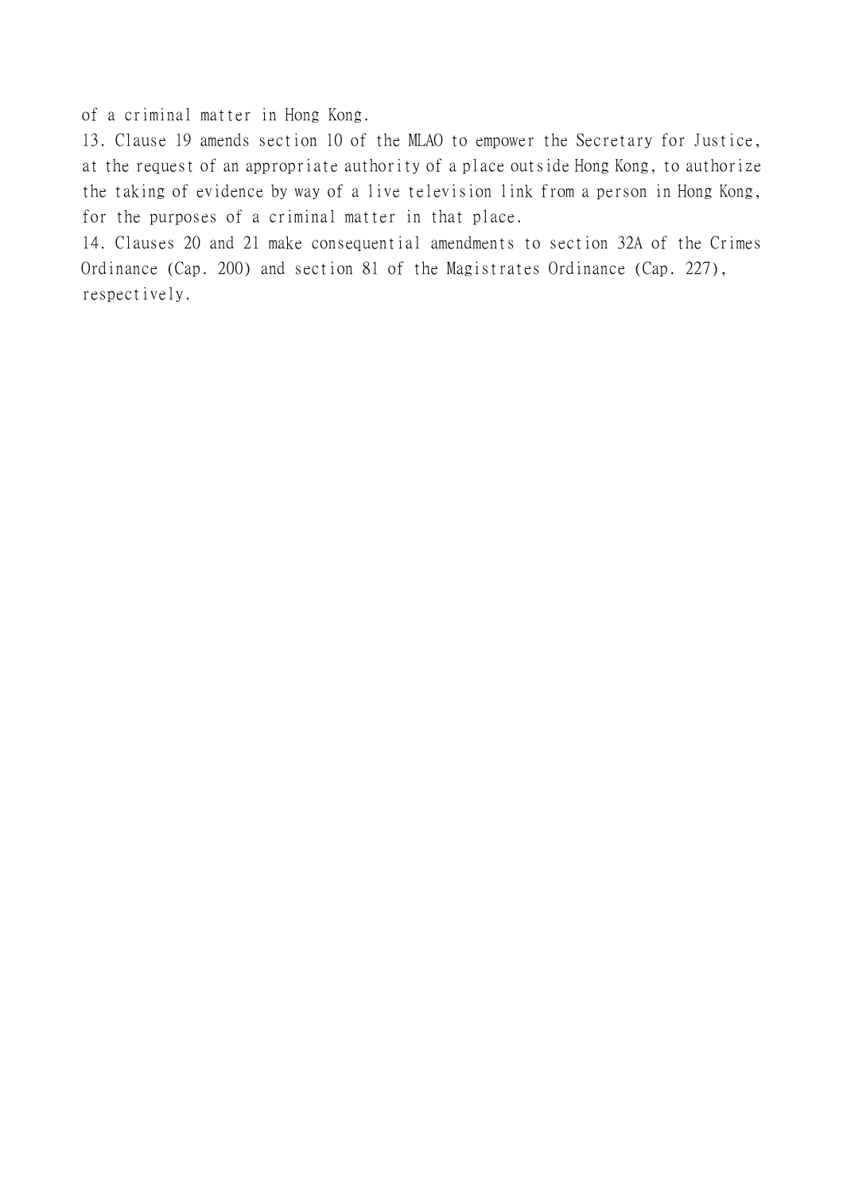of a criminal matter in Hong Kong.

13. Clause 19 amends section 10 of the MLAO to empower the Secretary for Justice, at the request of an appropriate authority of a place outside Hong Kong, to authorize the taking of evidence by way of a live television link from a person in Hong Kong, for the purposes of a criminal matter in that place.

14. Clauses 20 and 21 make consequential amendments to section 32A of the Crimes Ordinance (Cap. 200) and section 81 of the Magistrates Ordinance (Cap. 227), respectively.